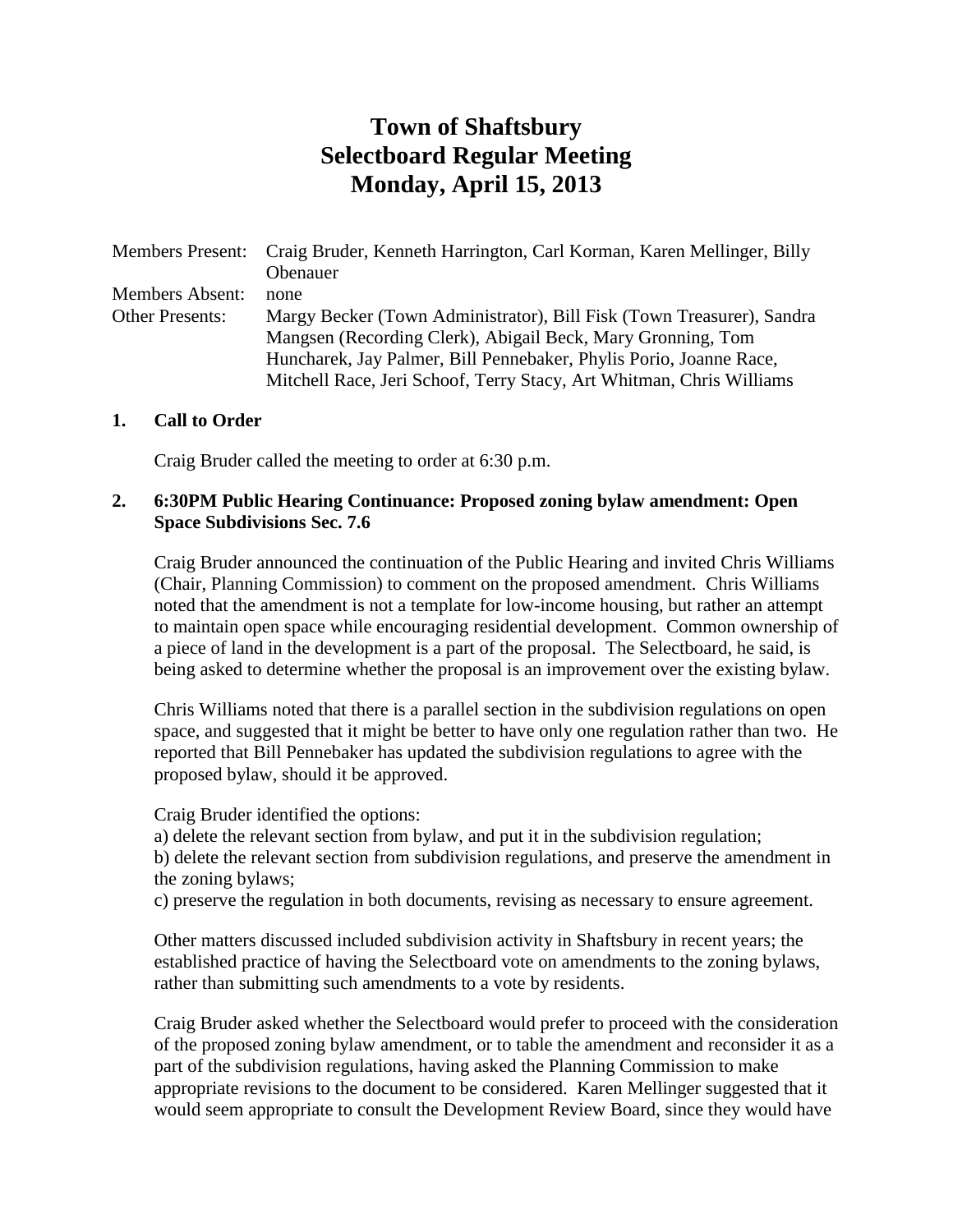# Town of Shaftsbury
# Selectboard Regular Meeting
# Monday, April 15, 2013

| | |
|---|---|
| Members Present: | Craig Bruder, Kenneth Harrington, Carl Korman, Karen Mellinger, Billy Obenauer |
| Members Absent: | none |
| Other Presents: | Margy Becker (Town Administrator), Bill Fisk (Town Treasurer), Sandra Mangsen (Recording Clerk), Abigail Beck, Mary Gronning, Tom Huncharek, Jay Palmer, Bill Pennebaker, Phylis Porio, Joanne Race, Mitchell Race, Jeri Schoof, Terry Stacy, Art Whitman, Chris Williams |

**1. Call to Order**

Craig Bruder called the meeting to order at 6:30 p.m.

**2. 6:30PM Public Hearing Continuance: Proposed zoning bylaw amendment: Open Space Subdivisions Sec. 7.6**

Craig Bruder announced the continuation of the Public Hearing and invited Chris Williams (Chair, Planning Commission) to comment on the proposed amendment. Chris Williams noted that the amendment is not a template for low-income housing, but rather an attempt to maintain open space while encouraging residential development. Common ownership of a piece of land in the development is a part of the proposal. The Selectboard, he said, is being asked to determine whether the proposal is an improvement over the existing bylaw.

Chris Williams noted that there is a parallel section in the subdivision regulations on open space, and suggested that it might be better to have only one regulation rather than two. He reported that Bill Pennebaker has updated the subdivision regulations to agree with the proposed bylaw, should it be approved.

Craig Bruder identified the options:
a) delete the relevant section from bylaw, and put it in the subdivision regulation;
b) delete the relevant section from subdivision regulations, and preserve the amendment in the zoning bylaws;
c) preserve the regulation in both documents, revising as necessary to ensure agreement.

Other matters discussed included subdivision activity in Shaftsbury in recent years; the established practice of having the Selectboard vote on amendments to the zoning bylaws, rather than submitting such amendments to a vote by residents.

Craig Bruder asked whether the Selectboard would prefer to proceed with the consideration of the proposed zoning bylaw amendment, or to table the amendment and reconsider it as a part of the subdivision regulations, having asked the Planning Commission to make appropriate revisions to the document to be considered. Karen Mellinger suggested that it would seem appropriate to consult the Development Review Board, since they would have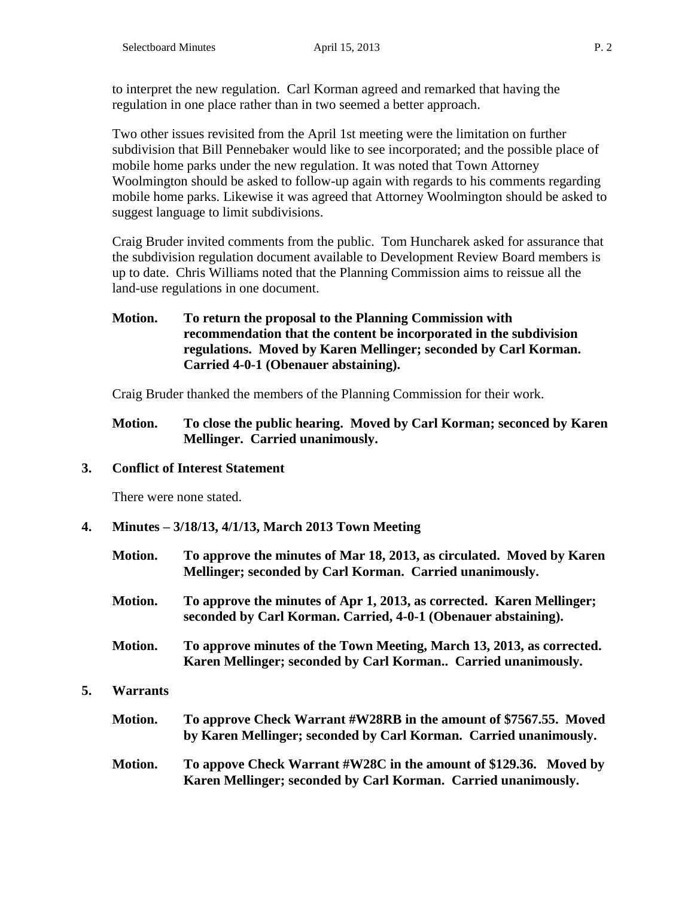to interpret the new regulation. Carl Korman agreed and remarked that having the regulation in one place rather than in two seemed a better approach.

Two other issues revisited from the April 1st meeting were the limitation on further subdivision that Bill Pennebaker would like to see incorporated; and the possible place of mobile home parks under the new regulation. It was noted that Town Attorney Woolmington should be asked to follow-up again with regards to his comments regarding mobile home parks. Likewise it was agreed that Attorney Woolmington should be asked to suggest language to limit subdivisions.

Craig Bruder invited comments from the public. Tom Huncharek asked for assurance that the subdivision regulation document available to Development Review Board members is up to date. Chris Williams noted that the Planning Commission aims to reissue all the land-use regulations in one document.

**Motion. To return the proposal to the Planning Commission with recommendation that the content be incorporated in the subdivision regulations. Moved by Karen Mellinger; seconded by Carl Korman. Carried 4-0-1 (Obenauer abstaining).**

Craig Bruder thanked the members of the Planning Commission for their work.

**Motion. To close the public hearing. Moved by Carl Korman; seconced by Karen Mellinger. Carried unanimously.**

**3. Conflict of Interest Statement**

There were none stated.

**4. Minutes – 3/18/13, 4/1/13, March 2013 Town Meeting**

**Motion. To approve the minutes of Mar 18, 2013, as circulated. Moved by Karen Mellinger; seconded by Carl Korman. Carried unanimously.**

**Motion. To approve the minutes of Apr 1, 2013, as corrected. Karen Mellinger; seconded by Carl Korman. Carried, 4-0-1 (Obenauer abstaining).**

**Motion. To approve minutes of the Town Meeting, March 13, 2013, as corrected. Karen Mellinger; seconded by Carl Korman.. Carried unanimously.**

**5. Warrants**

**Motion. To approve Check Warrant #W28RB in the amount of $7567.55. Moved by Karen Mellinger; seconded by Carl Korman. Carried unanimously.**

**Motion. To appove Check Warrant #W28C in the amount of $129.36. Moved by Karen Mellinger; seconded by Carl Korman. Carried unanimously.**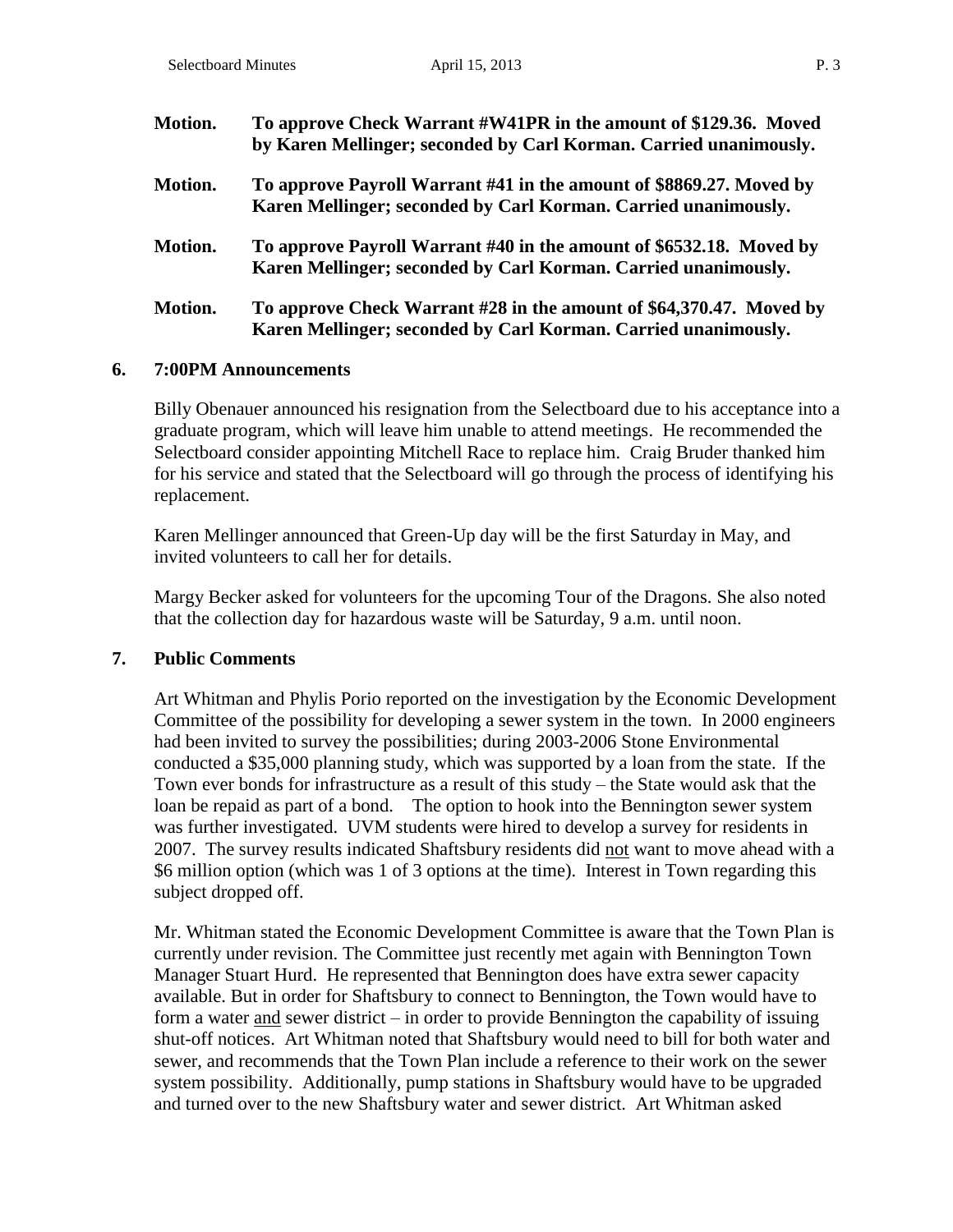**Motion. To approve Check Warrant #W41PR in the amount of $129.36. Moved by Karen Mellinger; seconded by Carl Korman. Carried unanimously.**

**Motion. To approve Payroll Warrant #41 in the amount of $8869.27. Moved by Karen Mellinger; seconded by Carl Korman. Carried unanimously.**

**Motion. To approve Payroll Warrant #40 in the amount of $6532.18. Moved by Karen Mellinger; seconded by Carl Korman. Carried unanimously.**

**Motion. To approve Check Warrant #28 in the amount of $64,370.47. Moved by Karen Mellinger; seconded by Carl Korman. Carried unanimously.**

## 6. 7:00PM Announcements

Billy Obenauer announced his resignation from the Selectboard due to his acceptance into a graduate program, which will leave him unable to attend meetings. He recommended the Selectboard consider appointing Mitchell Race to replace him. Craig Bruder thanked him for his service and stated that the Selectboard will go through the process of identifying his replacement.

Karen Mellinger announced that Green-Up day will be the first Saturday in May, and invited volunteers to call her for details.

Margy Becker asked for volunteers for the upcoming Tour of the Dragons. She also noted that the collection day for hazardous waste will be Saturday, 9 a.m. until noon.

## 7. Public Comments

Art Whitman and Phylis Porio reported on the investigation by the Economic Development Committee of the possibility for developing a sewer system in the town. In 2000 engineers had been invited to survey the possibilities; during 2003-2006 Stone Environmental conducted a $35,000 planning study, which was supported by a loan from the state. If the Town ever bonds for infrastructure as a result of this study – the State would ask that the loan be repaid as part of a bond. The option to hook into the Bennington sewer system was further investigated. UVM students were hired to develop a survey for residents in 2007. The survey results indicated Shaftsbury residents did <u>not</u> want to move ahead with a $6 million option (which was 1 of 3 options at the time). Interest in Town regarding this subject dropped off.

Mr. Whitman stated the Economic Development Committee is aware that the Town Plan is currently under revision. The Committee just recently met again with Bennington Town Manager Stuart Hurd. He represented that Bennington does have extra sewer capacity available. But in order for Shaftsbury to connect to Bennington, the Town would have to form a water <u>and</u> sewer district – in order to provide Bennington the capability of issuing shut-off notices. Art Whitman noted that Shaftsbury would need to bill for both water and sewer, and recommends that the Town Plan include a reference to their work on the sewer system possibility. Additionally, pump stations in Shaftsbury would have to be upgraded and turned over to the new Shaftsbury water and sewer district. Art Whitman asked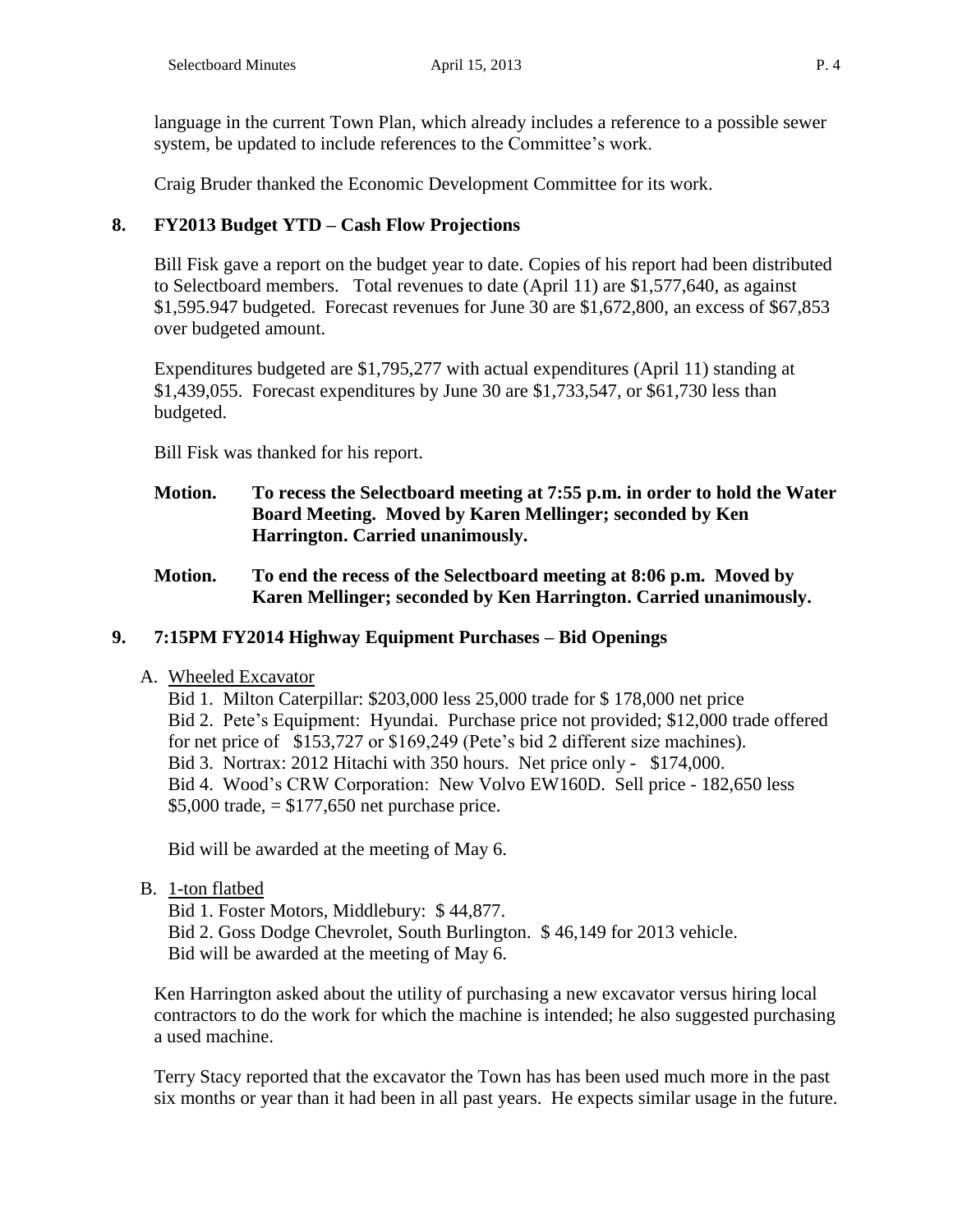language in the current Town Plan, which already includes a reference to a possible sewer system, be updated to include references to the Committee's work.

Craig Bruder thanked the Economic Development Committee for its work.

## 8. FY2013 Budget YTD – Cash Flow Projections

Bill Fisk gave a report on the budget year to date. Copies of his report had been distributed to Selectboard members. Total revenues to date (April 11) are $1,577,640, as against $1,595.947 budgeted. Forecast revenues for June 30 are $1,672,800, an excess of $67,853 over budgeted amount.

Expenditures budgeted are $1,795,277 with actual expenditures (April 11) standing at $1,439,055. Forecast expenditures by June 30 are $1,733,547, or $61,730 less than budgeted.

Bill Fisk was thanked for his report.

**Motion. To recess the Selectboard meeting at 7:55 p.m. in order to hold the Water Board Meeting. Moved by Karen Mellinger; seconded by Ken Harrington. Carried unanimously.**

**Motion. To end the recess of the Selectboard meeting at 8:06 p.m. Moved by Karen Mellinger; seconded by Ken Harrington. Carried unanimously.**

## 9. 7:15PM FY2014 Highway Equipment Purchases – Bid Openings

A. Wheeled Excavator

Bid 1. Milton Caterpillar: $203,000 less 25,000 trade for $ 178,000 net price
Bid 2. Pete's Equipment: Hyundai. Purchase price not provided; $12,000 trade offered for net price of $153,727 or $169,249 (Pete's bid 2 different size machines).
Bid 3. Nortrax: 2012 Hitachi with 350 hours. Net price only - $174,000.
Bid 4. Wood's CRW Corporation: New Volvo EW160D. Sell price - 182,650 less $5,000 trade, = $177,650 net purchase price.

Bid will be awarded at the meeting of May 6.

B. 1-ton flatbed

Bid 1. Foster Motors, Middlebury: $ 44,877.
Bid 2. Goss Dodge Chevrolet, South Burlington. $ 46,149 for 2013 vehicle.
Bid will be awarded at the meeting of May 6.

Ken Harrington asked about the utility of purchasing a new excavator versus hiring local contractors to do the work for which the machine is intended; he also suggested purchasing a used machine.

Terry Stacy reported that the excavator the Town has has been used much more in the past six months or year than it had been in all past years. He expects similar usage in the future.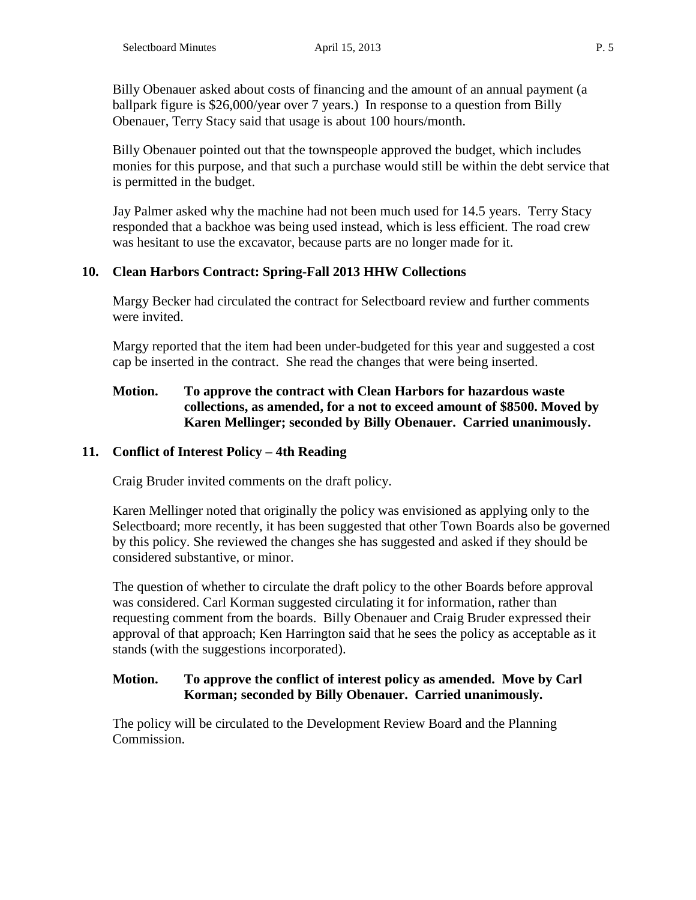Billy Obenauer asked about costs of financing and the amount of an annual payment (a ballpark figure is $26,000/year over 7 years.) In response to a question from Billy Obenauer, Terry Stacy said that usage is about 100 hours/month.

Billy Obenauer pointed out that the townspeople approved the budget, which includes monies for this purpose, and that such a purchase would still be within the debt service that is permitted in the budget.

Jay Palmer asked why the machine had not been much used for 14.5 years. Terry Stacy responded that a backhoe was being used instead, which is less efficient. The road crew was hesitant to use the excavator, because parts are no longer made for it.

**10. Clean Harbors Contract: Spring-Fall 2013 HHW Collections**

Margy Becker had circulated the contract for Selectboard review and further comments were invited.

Margy reported that the item had been under-budgeted for this year and suggested a cost cap be inserted in the contract. She read the changes that were being inserted.

**Motion. To approve the contract with Clean Harbors for hazardous waste collections, as amended, for a not to exceed amount of $8500. Moved by Karen Mellinger; seconded by Billy Obenauer. Carried unanimously.**

**11. Conflict of Interest Policy – 4th Reading**

Craig Bruder invited comments on the draft policy.

Karen Mellinger noted that originally the policy was envisioned as applying only to the Selectboard; more recently, it has been suggested that other Town Boards also be governed by this policy. She reviewed the changes she has suggested and asked if they should be considered substantive, or minor.

The question of whether to circulate the draft policy to the other Boards before approval was considered. Carl Korman suggested circulating it for information, rather than requesting comment from the boards. Billy Obenauer and Craig Bruder expressed their approval of that approach; Ken Harrington said that he sees the policy as acceptable as it stands (with the suggestions incorporated).

**Motion. To approve the conflict of interest policy as amended. Move by Carl Korman; seconded by Billy Obenauer. Carried unanimously.**

The policy will be circulated to the Development Review Board and the Planning Commission.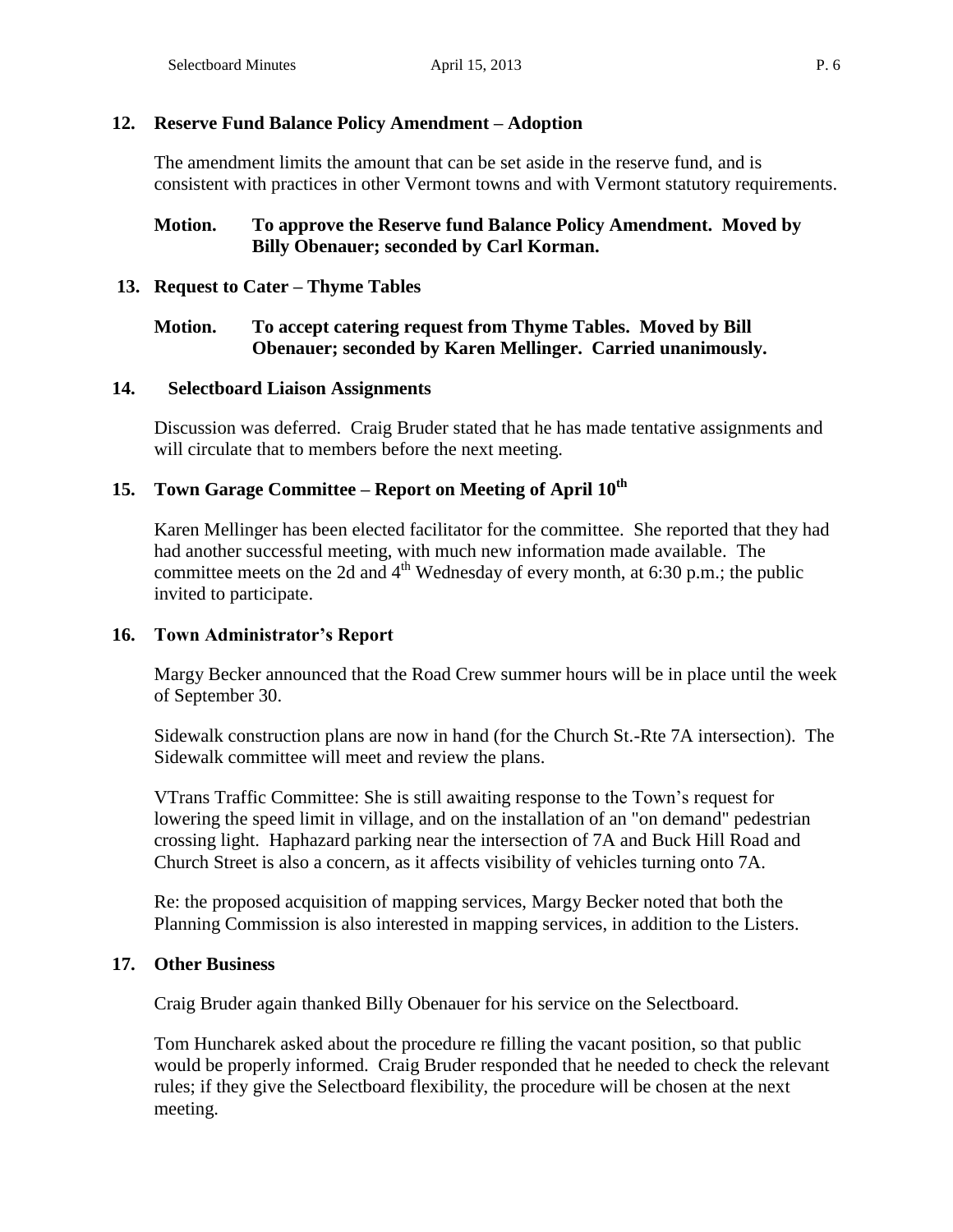## 12. Reserve Fund Balance Policy Amendment – Adoption

The amendment limits the amount that can be set aside in the reserve fund, and is consistent with practices in other Vermont towns and with Vermont statutory requirements.

**Motion. To approve the Reserve fund Balance Policy Amendment. Moved by Billy Obenauer; seconded by Carl Korman.**

## 13. Request to Cater – Thyme Tables

**Motion. To accept catering request from Thyme Tables. Moved by Bill Obenauer; seconded by Karen Mellinger. Carried unanimously.**

## 14. Selectboard Liaison Assignments

Discussion was deferred. Craig Bruder stated that he has made tentative assignments and will circulate that to members before the next meeting.

## 15. Town Garage Committee – Report on Meeting of April 10th

Karen Mellinger has been elected facilitator for the committee. She reported that they had had another successful meeting, with much new information made available. The committee meets on the 2d and 4th Wednesday of every month, at 6:30 p.m.; the public invited to participate.

## 16. Town Administrator's Report

Margy Becker announced that the Road Crew summer hours will be in place until the week of September 30.

Sidewalk construction plans are now in hand (for the Church St.-Rte 7A intersection). The Sidewalk committee will meet and review the plans.

VTrans Traffic Committee: She is still awaiting response to the Town's request for lowering the speed limit in village, and on the installation of an "on demand" pedestrian crossing light. Haphazard parking near the intersection of 7A and Buck Hill Road and Church Street is also a concern, as it affects visibility of vehicles turning onto 7A.

Re: the proposed acquisition of mapping services, Margy Becker noted that both the Planning Commission is also interested in mapping services, in addition to the Listers.

## 17. Other Business

Craig Bruder again thanked Billy Obenauer for his service on the Selectboard.

Tom Huncharek asked about the procedure re filling the vacant position, so that public would be properly informed. Craig Bruder responded that he needed to check the relevant rules; if they give the Selectboard flexibility, the procedure will be chosen at the next meeting.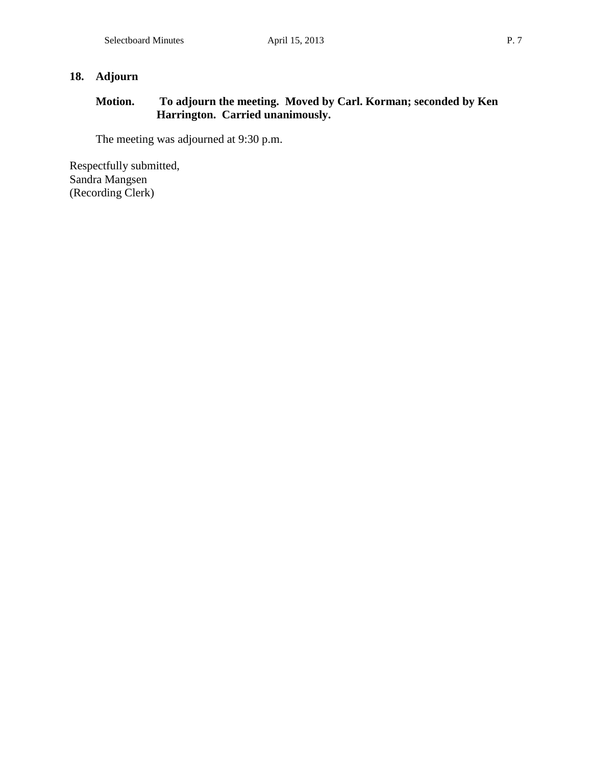### 18. Adjourn

**Motion. To adjourn the meeting. Moved by Carl. Korman; seconded by Ken Harrington. Carried unanimously.**

The meeting was adjourned at 9:30 p.m.

Respectfully submitted,
Sandra Mangsen
(Recording Clerk)